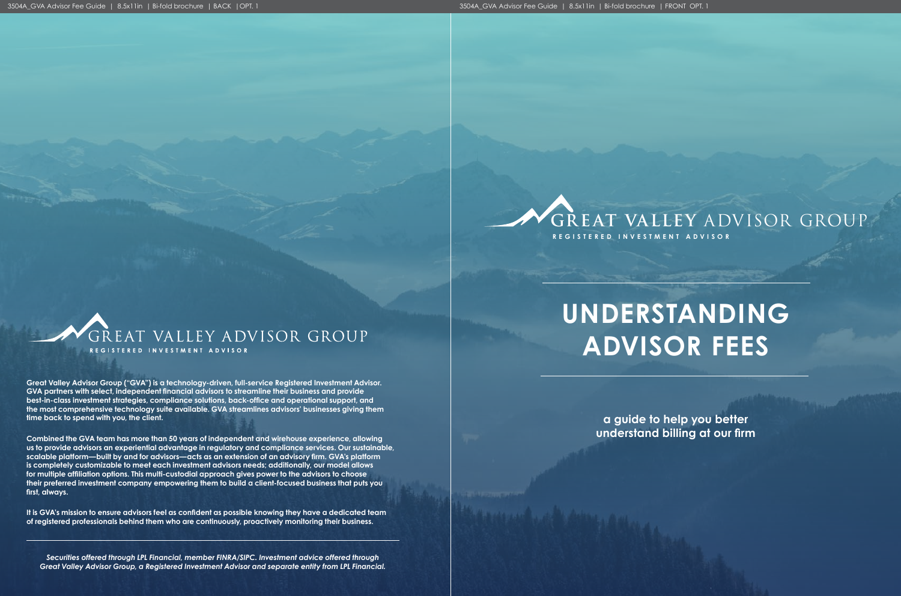# GREAT VALLEY ADVISOR GROUP

REGISTERED INVESTMENT ADVISOR

# UNDERSTANDING ADVISOR FEES

**a guide to help you better understand billing at our firm**

GREAT VALLEY ADVISOR GROUP

REGISTERED INVESTMENT ADVISOR

**Great Valley Advisor Group ("GVA") is a technology-driven, full-service Registered Investment Advisor. GVA partners with select, independent financial advisors to streamline their business and provide best-in-class investment strategies, compliance solutions, back-office and operational support, and the most comprehensive technology suite available. GVA streamlines advisors' businesses giving them time back to spend with you, the client.**

**Combined the GVA team has more than 50 years of independent and wirehouse experience, allowing us to provide advisors an experiential advantage in regulatory and compliance services. Our sustainable, scalable platform—built by and for advisors—acts as an extension of an advisory firm. GVA's platform is completely customizable to meet each investment advisors needs; additionally, our model allows for multiple affiliation options. This multi-custodial approach gives power to the advisors to choose their preferred investment company empowering them to build a client-focused business that puts you first, always.**

**It is GVA's mission to ensure advisors feel as confident as possible knowing they have a dedicated team of registered professionals behind them who are continuously, proactively monitoring their business.**

***Securities offered through LPL Financial, member FINRA/SIPC. Investment advice offered through Great Valley Advisor Group, a Registered Investment Advisor and separate entity from LPL Financial.***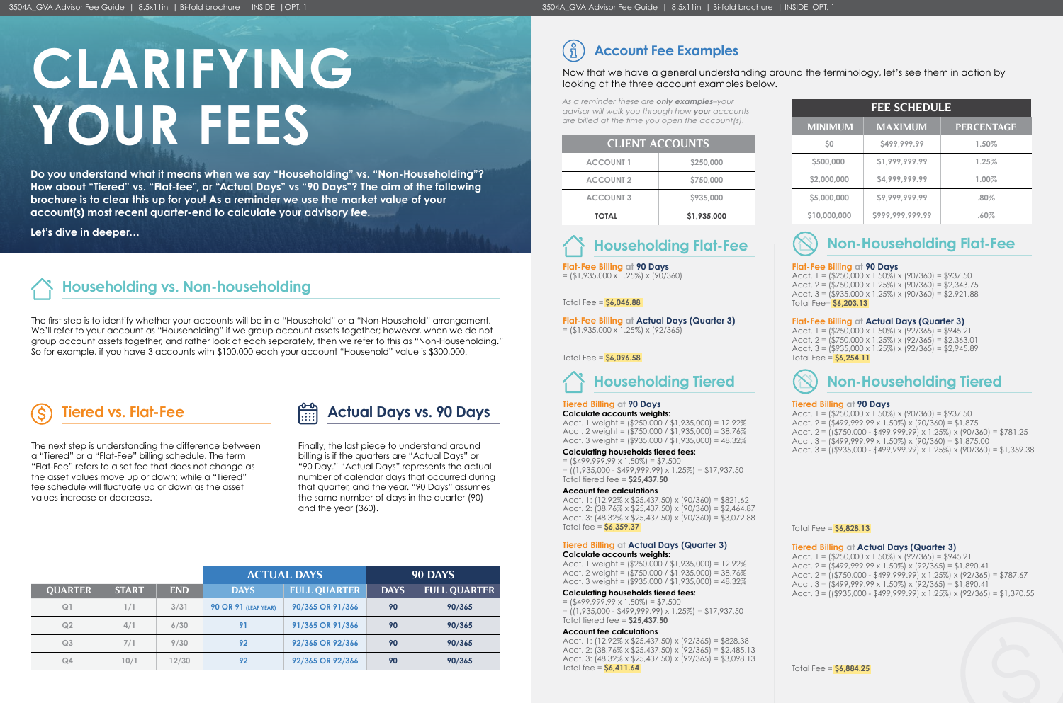# CLARIFYING YOUR FEES

**Do you understand what it means when we say "Householding" vs. "Non-Householding"? How about "Tiered" vs. "Flat-fee", or "Actual Days" vs "90 Days"? The aim of the following brochure is to clear this up for you! As a reminder we use the market value of your account(s) most recent quarter-end to calculate your advisory fee.**

**Let's dive in deeper...**

## Householding vs. Non-householding

The first step is to identify whether your accounts will be in a "Household" or a "Non-Household" arrangement. We'll refer to your account as "Householding" if we group account assets together; however, when we do not group account assets together, and rather look at each separately, then we refer to this as "Non-Householding." So for example, if you have 3 accounts with $100,000 each your account "Household" value is $300,000.

## Tiered vs. Flat-Fee

The next step is understanding the difference between a "Tiered" or a "Flat-Fee" billing schedule. The term "Flat-Fee" refers to a set fee that does not change as the asset values move up or down; while a "Tiered" fee schedule will fluctuate up or down as the asset values increase or decrease.

## Actual Days vs. 90 Days

Finally, the last piece to understand around billing is if the quarters are "Actual Days" or "90 Day." "Actual Days" represents the actual number of calendar days that occurred during that quarter, and the year. "90 Days" assumes the same number of days in the quarter (90) and the year (360).

| | | | ACTUAL DAYS | | 90 DAYS | |
|---|---|---|---|---|---|---|
| QUARTER | START | END | DAYS | FULL QUARTER | DAYS | FULL QUARTER |
| Q1 | 1/1 | 3/31 | 90 OR 91 (LEAP YEAR) | 90/365 OR 91/366 | 90 | 90/365 |
| Q2 | 4/1 | 6/30 | 91 | 91/365 OR 91/366 | 90 | 90/365 |
| Q3 | 7/1 | 9/30 | 92 | 92/365 OR 92/366 | 90 | 90/365 |
| Q4 | 10/1 | 12/30 | 92 | 92/365 OR 92/366 | 90 | 90/365 |

## Account Fee Examples

Now that we have a general understanding around the terminology, let's see them in action by looking at the three account examples below.

*As a reminder these are **only examples**–your advisor will walk you through how **your** accounts are billed at the time you open the account(s).*

| CLIENT ACCOUNTS | |
|---|---|
| ACCOUNT 1 | $250,000 |
| ACCOUNT 2 | $750,000 |
| ACCOUNT 3 | $935,000 |
| TOTAL | $1,935,000 |

| FEE SCHEDULE | | |
|---|---|---|
| MINIMUM | MAXIMUM | PERCENTAGE |
| $0 | $499,999.99 | 1.50% |
| $500,000 | $1,999,999.99 | 1.25% |
| $2,000,000 | $4,999,999.99 | 1.00% |
| $5,000,000 | $9,999,999.99 | .80% |
| $10,000,000 | $999,999,999.99 | .60% |

### Householding Flat-Fee

**Flat-Fee Billing at 90 Days**
= ($1,935,000 x 1.25%) x (90/360)

Total Fee = **$6,046.88**

**Flat-Fee Billing at Actual Days (Quarter 3)**
= ($1,935,000 x 1.25%) x (92/365)

Total Fee = **$6,096.58**

### Non-Householding Flat-Fee

**Flat-Fee Billing at 90 Days**
Acct. 1 = ($250,000 x 1.50%) x (90/360) = $937.50
Acct. 2 = ($750,000 x 1.25%) x (90/360) = $2,343.75
Acct. 3 = ($935,000 x 1.25%) x (90/360) = $2,921.88
Total Fee= **$6,203.13**

**Flat-Fee Billing at Actual Days (Quarter 3)**
Acct. 1 = ($250,000 x 1.50%) x (92/365) = $945.21
Acct. 2 = ($750,000 x 1.25%) x (92/365) = $2,363.01
Acct. 3 = ($935,000 x 1.25%) x (92/365) = $2,945.89
Total Fee = **$6,254.11**

### Householding Tiered

**Tiered Billing at 90 Days**

**Calculate accounts weights:**
Acct. 1 weight = ($250,000 / $1,935,000) = 12.92%
Acct. 2 weight = ($750,000 / $1,935,000) = 38.76%
Acct. 3 weight = ($935,000 / $1,935,000) = 48.32%

**Calculating households tiered fees:**
= ($499,999.99 x 1.50%) = $7,500
= ((1,935,000 - $499,999.99) x 1.25%) = $17,937.50
Total tiered fee = **$25,437.50**

**Account fee calculations**
Acct. 1: (12.92% x $25,437.50) x (90/360) = $821.62
Acct. 2: (38.76% x $25,437.50) x (90/360) = $2,464.87
Acct. 3: (48.32% x $25,437.50) x (90/360) = $3,072.88
Total fee = **$6,359.37**

**Tiered Billing at Actual Days (Quarter 3)**

**Calculate accounts weights:**
Acct. 1 weight = ($250,000 / $1,935,000) = 12.92%
Acct. 2 weight = ($750,000 / $1,935,000) = 38.76%
Acct. 3 weight = ($935,000 / $1,935,000) = 48.32%

**Calculating households tiered fees:**
= ($499,999.99 x 1.50%) = $7,500
= ((1,935,000 - $499,999.99) x 1.25%) = $17,937.50
Total tiered fee = **$25,437.50**

**Account fee calculations**
Acct. 1: (12.92% x $25,437.50) x (92/365) = $828.38
Acct. 2: (38.76% x $25,437.50) x (92/365) = $2,485.13
Acct. 3: (48.32% x $25,437.50) x (92/365) = $3,098.13
Total fee = **$6,411.64**

### Non-Householding Tiered

**Tiered Billing at 90 Days**
Acct. 1 = ($250,000 x 1.50%) x (90/360) = $937.50
Acct. 2 = ($499,999.99 x 1.50%) x (90/360) = $1,875
Acct. 2 = (($750,000 - $499,999.99) x 1.25%) x (90/360) = $781.25
Acct. 3 = ($499,999.99 x 1.50%) x (90/360) = $1,875.00
Acct. 3 = (($935,000 - $499,999.99) x 1.25%) x (90/360) = $1,359.38

Total Fee = **$6,828.13**

**Tiered Billing at Actual Days (Quarter 3)**
Acct. 1 = ($250,000 x 1.50%) x (92/365) = $945.21
Acct. 2 = ($499,999.99 x 1.50%) x (92/365) = $1,890.41
Acct. 2 = (($750,000 - $499,999.99) x 1.25%) x (92/365) = $787.67
Acct. 3 = ($499,999.99 x 1.50%) x (92/365) = $1,890.41
Acct. 3 = (($935,000 - $499,999.99) x 1.25%) x (92/365) = $1,370.55

Total Fee = **$6,884.25**